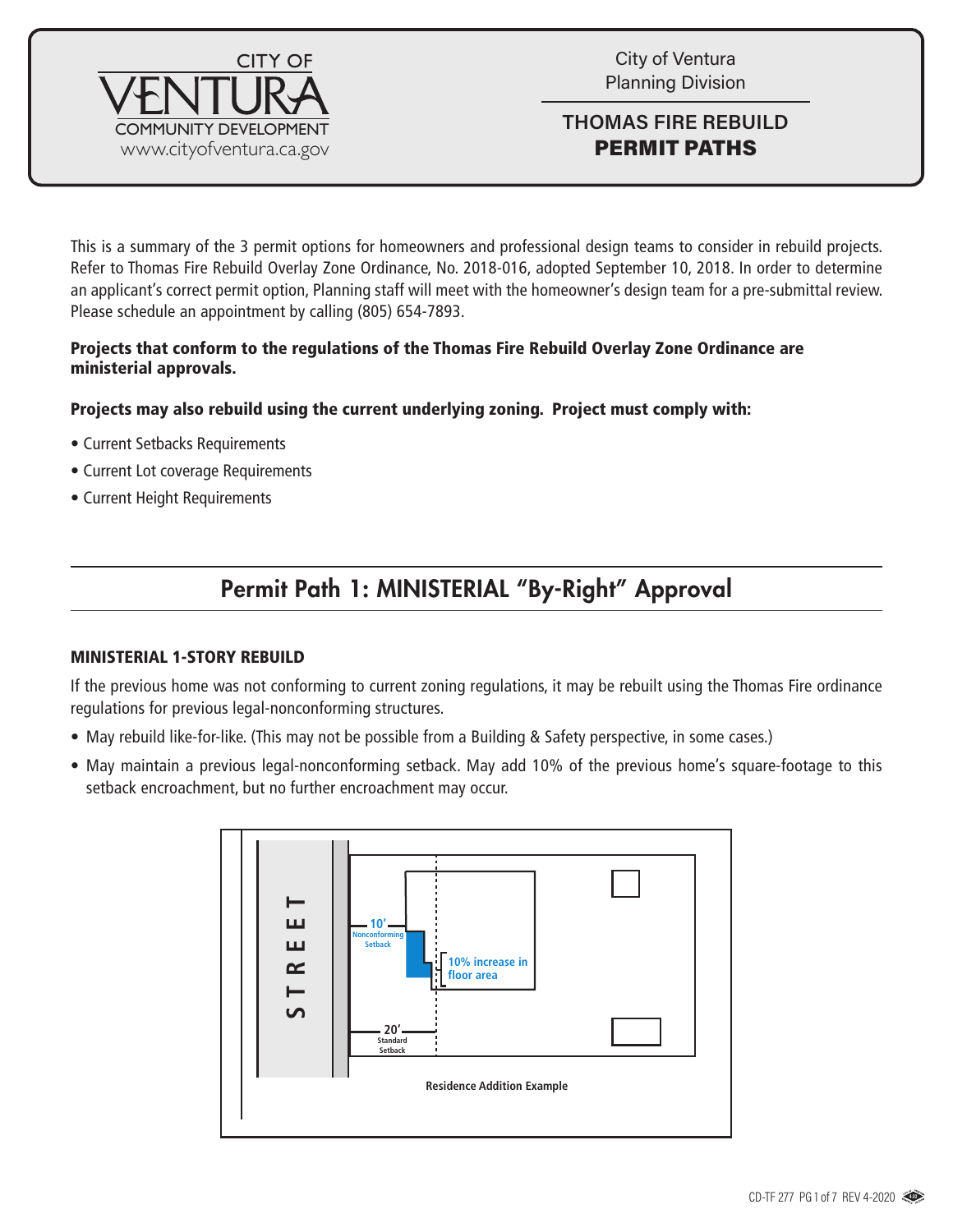CITY OF VENTURA
COMMUNITY DEVELOPMENT
www.cityofventura.ca.gov

City of Ventura
Planning Division

# THOMAS FIRE REBUILD PERMIT PATHS

This is a summary of the 3 permit options for homeowners and professional design teams to consider in rebuild projects. Refer to Thomas Fire Rebuild Overlay Zone Ordinance, No. 2018-016, adopted September 10, 2018. In order to determine an applicant's correct permit option, Planning staff will meet with the homeowner's design team for a pre-submittal review. Please schedule an appointment by calling (805) 654-7893.

**Projects that conform to the regulations of the Thomas Fire Rebuild Overlay Zone Ordinance are ministerial approvals.**

**Projects may also rebuild using the current underlying zoning. Project must comply with:**

- Current Setbacks Requirements
- Current Lot coverage Requirements
- Current Height Requirements

## Permit Path 1: MINISTERIAL "By-Right" Approval

### MINISTERIAL 1-STORY REBUILD

If the previous home was not conforming to current zoning regulations, it may be rebuilt using the Thomas Fire ordinance regulations for previous legal-nonconforming structures.

- May rebuild like-for-like. (This may not be possible from a Building & Safety perspective, in some cases.)
- May maintain a previous legal-nonconforming setback. May add 10% of the previous home's square-footage to this setback encroachment, but no further encroachment may occur.

STREET
10' Nonconforming Setback
10% increase in floor area
20' Standard Setback

Residence Addition Example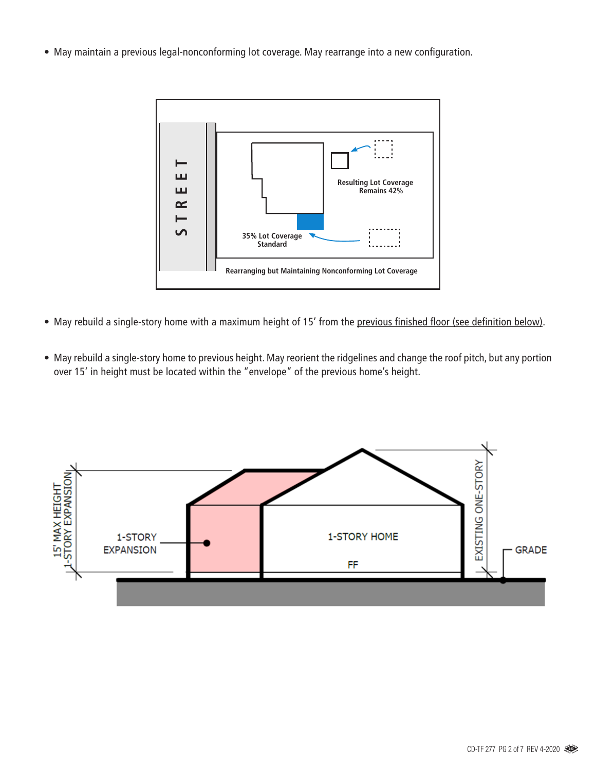- May maintain a previous legal-nonconforming lot coverage. May rearrange into a new configuration.

STREET

Resulting Lot Coverage Remains 42%

35% Lot Coverage Standard

Rearranging but Maintaining Nonconforming Lot Coverage

- May rebuild a single-story home with a maximum height of 15′ from the previous finished floor (see definition below).

- May rebuild a single-story home to previous height. May reorient the ridgelines and change the roof pitch, but any portion over 15′ in height must be located within the "envelope" of the previous home's height.

15' MAX HEIGHT 1-STORY EXPANSION

1-STORY EXPANSION

1-STORY HOME

FF

EXISTING ONE-STORY

GRADE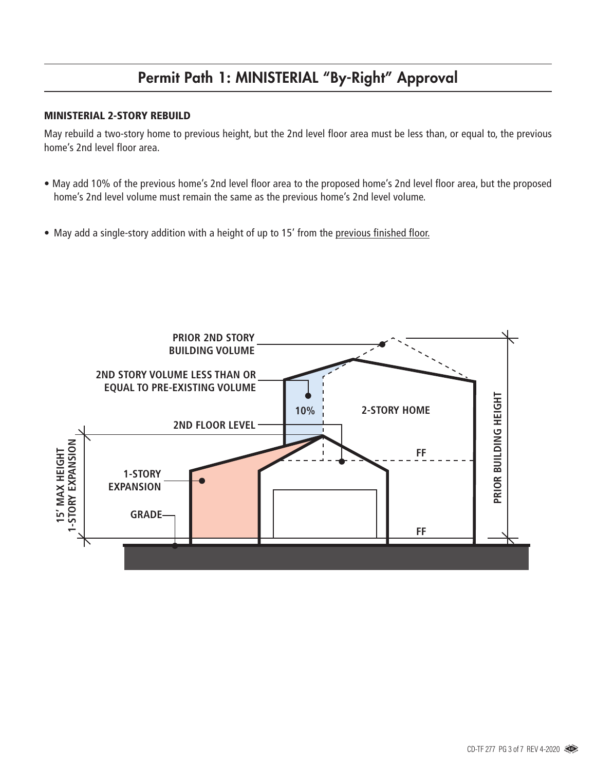## Permit Path 1: MINISTERIAL "By-Right" Approval

### MINISTERIAL 2-STORY REBUILD

May rebuild a two-story home to previous height, but the 2nd level floor area must be less than, or equal to, the previous home's 2nd level floor area.

- May add 10% of the previous home's 2nd level floor area to the proposed home's 2nd level floor area, but the proposed home's 2nd level volume must remain the same as the previous home's 2nd level volume.

- May add a single-story addition with a height of up to 15' from the previous finished floor.

PRIOR 2ND STORY BUILDING VOLUME

2ND STORY VOLUME LESS THAN OR EQUAL TO PRE-EXISTING VOLUME

10%

2-STORY HOME

2ND FLOOR LEVEL

FF

1-STORY EXPANSION

GRADE

FF

15' MAX HEIGHT 1-STORY EXPANSION

PRIOR BUILDING HEIGHT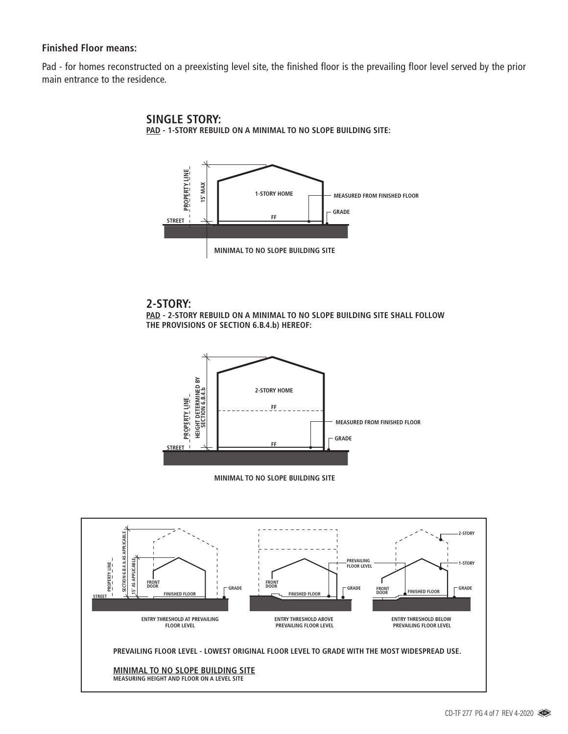**Finished Floor means:**

Pad - for homes reconstructed on a preexisting level site, the finished floor is the prevailing floor level served by the prior main entrance to the residence.

## SINGLE STORY:

**PAD - 1-STORY REBUILD ON A MINIMAL TO NO SLOPE BUILDING SITE:**

PROPERTY LINE
15' MAX
1-STORY HOME
MEASURED FROM FINISHED FLOOR
GRADE
FF
STREET
MINIMAL TO NO SLOPE BUILDING SITE

## 2-STORY:

**PAD - 2-STORY REBUILD ON A MINIMAL TO NO SLOPE BUILDING SITE SHALL FOLLOW THE PROVISIONS OF SECTION 6.B.4.b) HEREOF:**

PROPERTY LINE
HEIGHT DETERMINED BY SECTION 6.B.4.b
2-STORY HOME
FF
MEASURED FROM FINISHED FLOOR
GRADE
FF
STREET
MINIMAL TO NO SLOPE BUILDING SITE

PROPERTY LINE
SECTION 6.B.4.b AS APPLICABLE
15' AS APPLICABLE
FRONT DOOR
FINISHED FLOOR
GRADE
STREET
ENTRY THRESHOLD AT PREVAILING FLOOR LEVEL

FRONT DOOR
PREVAILING FLOOR LEVEL
GRADE
FINISHED FLOOR
ENTRY THRESHOLD ABOVE PREVAILING FLOOR LEVEL

2-STORY
1-STORY
FRONT DOOR
FINISHED FLOOR
GRADE
ENTRY THRESHOLD BELOW PREVAILING FLOOR LEVEL

**PREVAILING FLOOR LEVEL - LOWEST ORIGINAL FLOOR LEVEL TO GRADE WITH THE MOST WIDESPREAD USE.**

**MINIMAL TO NO SLOPE BUILDING SITE**

**MEASURING HEIGHT AND FLOOR ON A LEVEL SITE**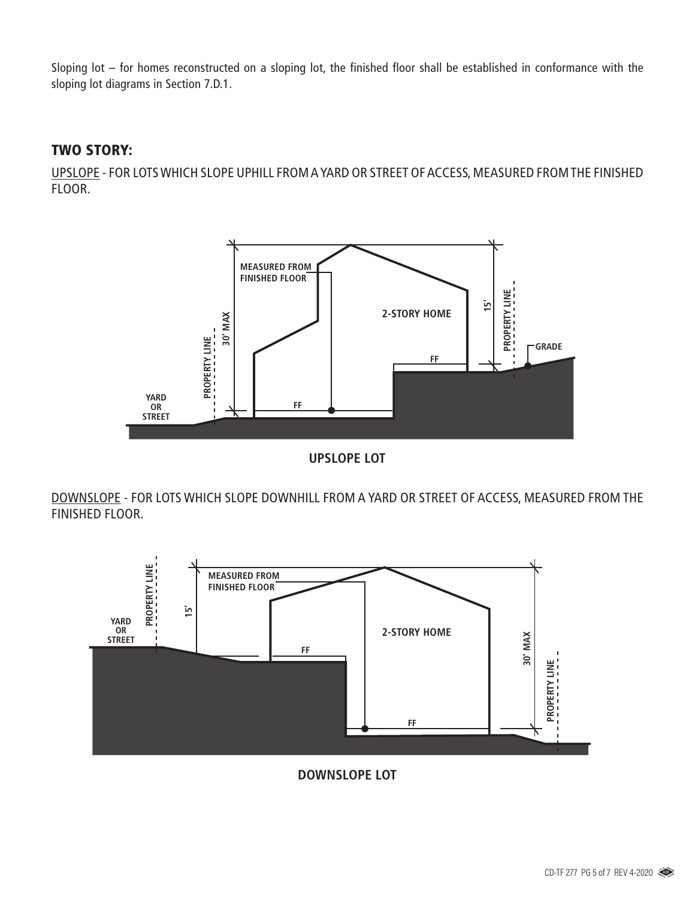Sloping lot – for homes reconstructed on a sloping lot, the finished floor shall be established in conformance with the sloping lot diagrams in Section 7.D.1.

## TWO STORY:

UPSLOPE - FOR LOTS WHICH SLOPE UPHILL FROM A YARD OR STREET OF ACCESS, MEASURED FROM THE FINISHED FLOOR.

MEASURED FROM FINISHED FLOOR

30' MAX

15'

2-STORY HOME

PROPERTY LINE

GRADE

FF

YARD OR STREET

**UPSLOPE LOT**

DOWNSLOPE - FOR LOTS WHICH SLOPE DOWNHILL FROM A YARD OR STREET OF ACCESS, MEASURED FROM THE FINISHED FLOOR.

PROPERTY LINE

MEASURED FROM FINISHED FLOOR

YARD OR STREET

15'

2-STORY HOME

FF

30' MAX

**DOWNSLOPE LOT**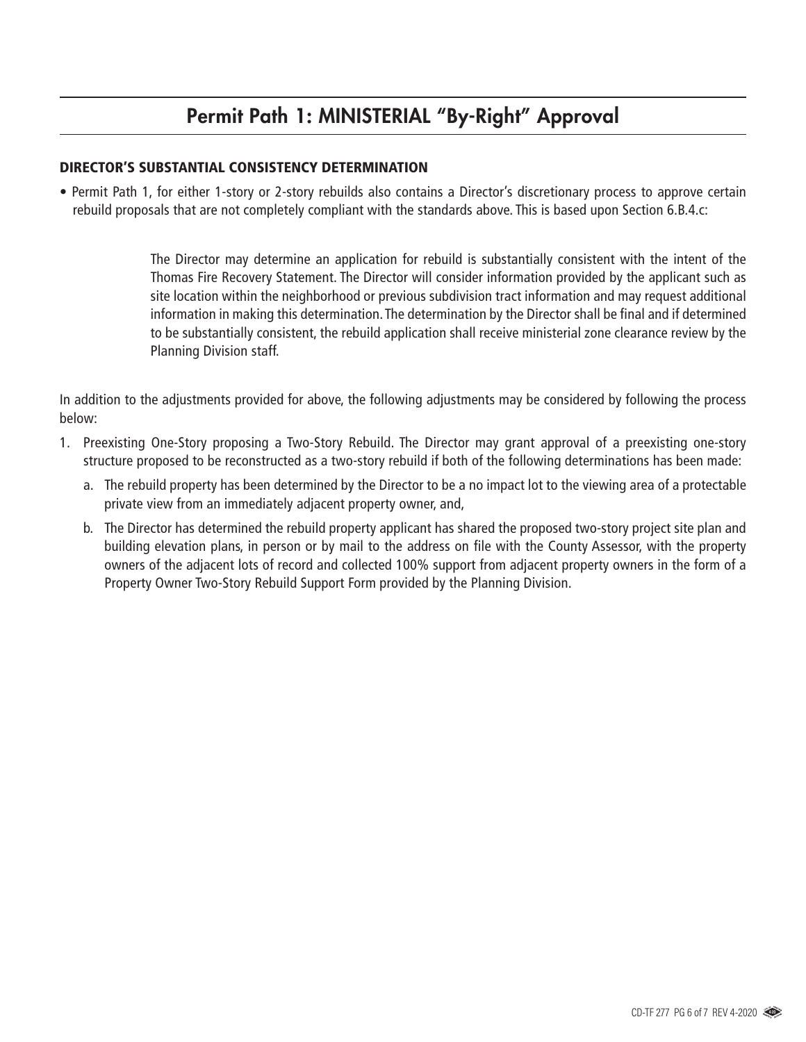# Permit Path 1: MINISTERIAL "By-Right" Approval

### DIRECTOR'S SUBSTANTIAL CONSISTENCY DETERMINATION

- Permit Path 1, for either 1-story or 2-story rebuilds also contains a Director's discretionary process to approve certain rebuild proposals that are not completely compliant with the standards above. This is based upon Section 6.B.4.c:

> The Director may determine an application for rebuild is substantially consistent with the intent of the Thomas Fire Recovery Statement. The Director will consider information provided by the applicant such as site location within the neighborhood or previous subdivision tract information and may request additional information in making this determination. The determination by the Director shall be final and if determined to be substantially consistent, the rebuild application shall receive ministerial zone clearance review by the Planning Division staff.

In addition to the adjustments provided for above, the following adjustments may be considered by following the process below:

1. Preexisting One-Story proposing a Two-Story Rebuild. The Director may grant approval of a preexisting one-story structure proposed to be reconstructed as a two-story rebuild if both of the following determinations has been made:
   a. The rebuild property has been determined by the Director to be a no impact lot to the viewing area of a protectable private view from an immediately adjacent property owner, and,
   b. The Director has determined the rebuild property applicant has shared the proposed two-story project site plan and building elevation plans, in person or by mail to the address on file with the County Assessor, with the property owners of the adjacent lots of record and collected 100% support from adjacent property owners in the form of a Property Owner Two-Story Rebuild Support Form provided by the Planning Division.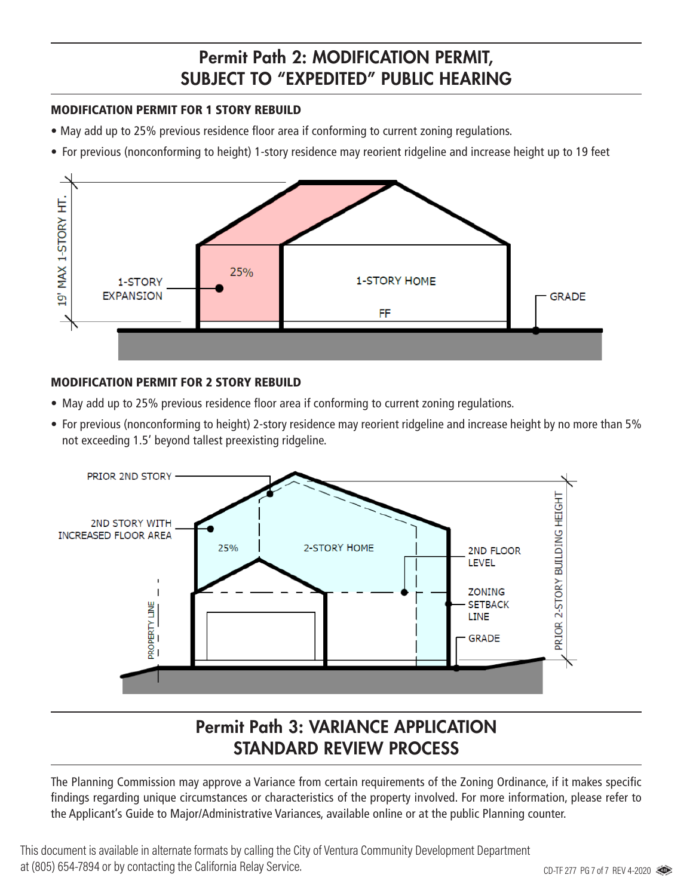# Permit Path 2: MODIFICATION PERMIT, SUBJECT TO "EXPEDITED" PUBLIC HEARING

### MODIFICATION PERMIT FOR 1 STORY REBUILD

- May add up to 25% previous residence floor area if conforming to current zoning regulations.
- For previous (nonconforming to height) 1-story residence may reorient ridgeline and increase height up to 19 feet

19' MAX 1-STORY HT.
1-STORY EXPANSION
25%
1-STORY HOME
FF
GRADE

### MODIFICATION PERMIT FOR 2 STORY REBUILD

- May add up to 25% previous residence floor area if conforming to current zoning regulations.
- For previous (nonconforming to height) 2-story residence may reorient ridgeline and increase height by no more than 5% not exceeding 1.5' beyond tallest preexisting ridgeline.

PRIOR 2ND STORY
2ND STORY WITH INCREASED FLOOR AREA
25%
2-STORY HOME
2ND FLOOR LEVEL
ZONING SETBACK LINE
GRADE
PROPERTY LINE
PRIOR 2-STORY BUILDING HEIGHT

# Permit Path 3: VARIANCE APPLICATION STANDARD REVIEW PROCESS

The Planning Commission may approve a Variance from certain requirements of the Zoning Ordinance, if it makes specific findings regarding unique circumstances or characteristics of the property involved. For more information, please refer to the Applicant's Guide to Major/Administrative Variances, available online or at the public Planning counter.

This document is available in alternate formats by calling the City of Ventura Community Development Department at (805) 654-7894 or by contacting the California Relay Service.